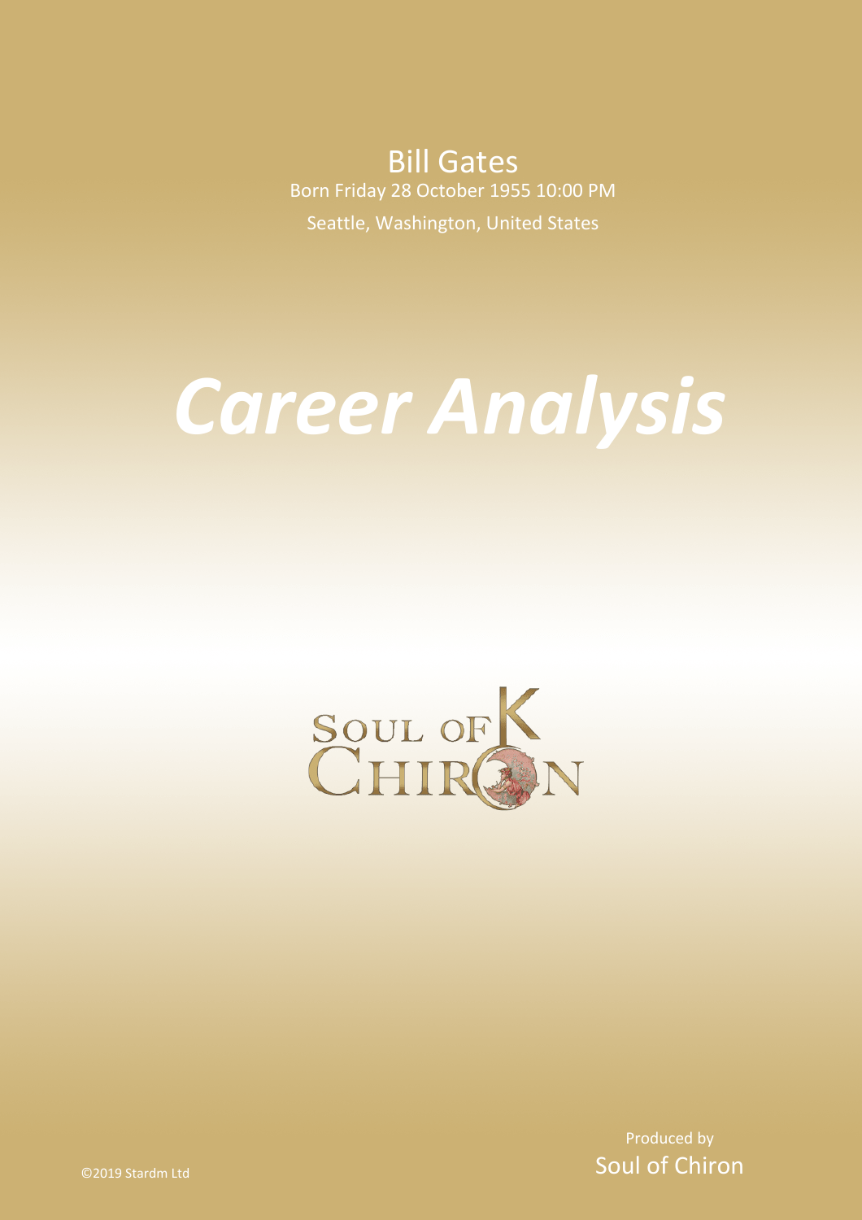Bill Gates

Born Friday 28 October 1955 10:00 PM

Seattle, Washington, United States

# *Career Analysis*

SOUL OF CHIRON

Produced by

Soul of Chiron

©2019 Stardm Ltd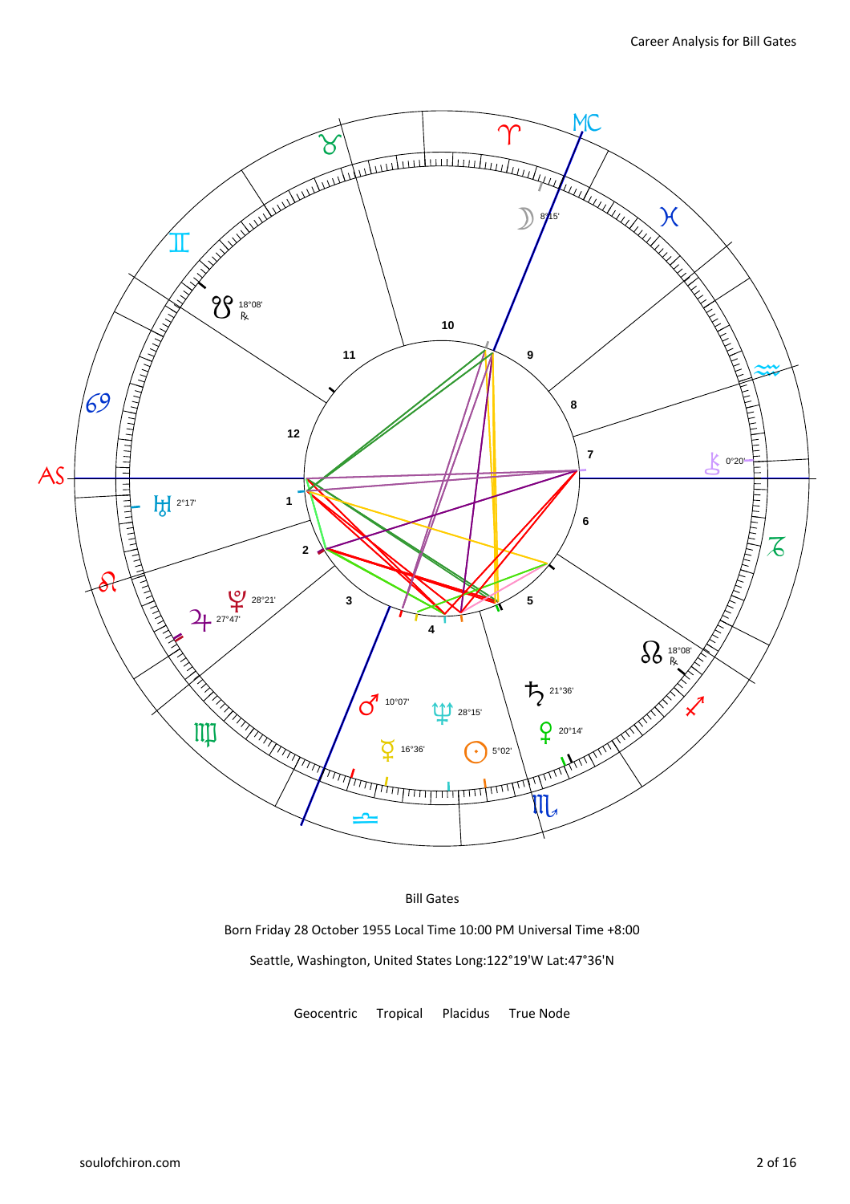Bill Gates

Born Friday 28 October 1955 Local Time 10:00 PM Universal Time +8:00

Seattle, Washington, United States Long:122°19'W Lat:47°36'N

Geocentric Tropical Placidus True Node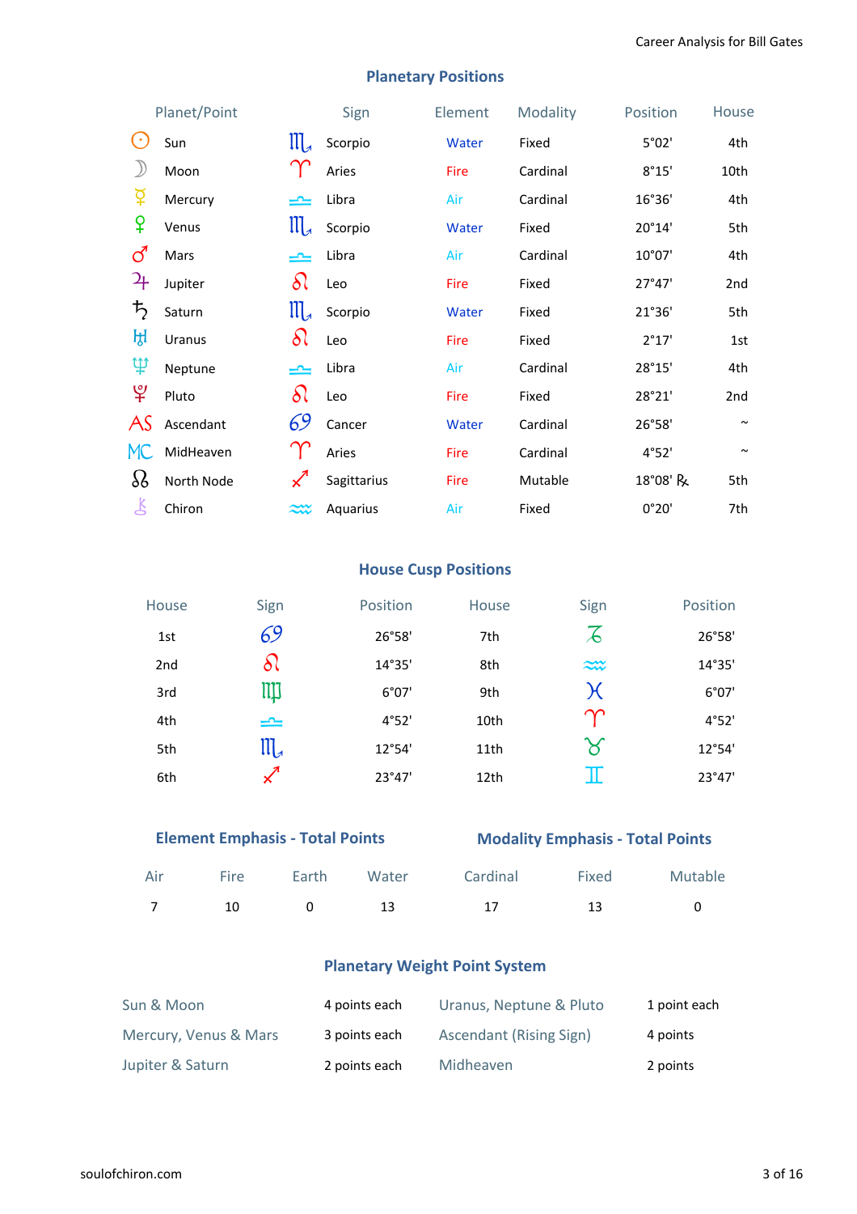## Planetary Positions

| Planet/Point | Sign | Element | Modality | Position | House |
|---|---|---|---|---|---|
| ☉ Sun | ♏ Scorpio | Water | Fixed | 5°02' | 4th |
| ☽ Moon | ♈ Aries | Fire | Cardinal | 8°15' | 10th |
| ☿ Mercury | ♎ Libra | Air | Cardinal | 16°36' | 4th |
| ♀ Venus | ♏ Scorpio | Water | Fixed | 20°14' | 5th |
| ♂ Mars | ♎ Libra | Air | Cardinal | 10°07' | 4th |
| ♃ Jupiter | ♌ Leo | Fire | Fixed | 27°47' | 2nd |
| ♄ Saturn | ♏ Scorpio | Water | Fixed | 21°36' | 5th |
| ♅ Uranus | ♌ Leo | Fire | Fixed | 2°17' | 1st |
| ♆ Neptune | ♎ Libra | Air | Cardinal | 28°15' | 4th |
| ♇ Pluto | ♌ Leo | Fire | Fixed | 28°21' | 2nd |
| AS Ascendant | ♋ Cancer | Water | Cardinal | 26°58' | ~ |
| MC MidHeaven | ♈ Aries | Fire | Cardinal | 4°52' | ~ |
| ☊ North Node | ♐ Sagittarius | Fire | Mutable | 18°08' ℞ | 5th |
| ⚷ Chiron | ♒ Aquarius | Air | Fixed | 0°20' | 7th |

## House Cusp Positions

| House | Sign | Position | House | Sign | Position |
|---|---|---|---|---|---|
| 1st | ♋ | 26°58' | 7th | ♑ | 26°58' |
| 2nd | ♌ | 14°35' | 8th | ♒ | 14°35' |
| 3rd | ♍ | 6°07' | 9th | ♓ | 6°07' |
| 4th | ♎ | 4°52' | 10th | ♈ | 4°52' |
| 5th | ♏ | 12°54' | 11th | ♉ | 12°54' |
| 6th | ♐ | 23°47' | 12th | ♊ | 23°47' |

## Element Emphasis - Total Points

| Air | Fire | Earth | Water |
|---|---|---|---|
| 7 | 10 | 0 | 13 |

## Modality Emphasis - Total Points

| Cardinal | Fixed | Mutable |
|---|---|---|
| 17 | 13 | 0 |

## Planetary Weight Point System

| | | | |
|---|---|---|---|
| Sun & Moon | 4 points each | Uranus, Neptune & Pluto | 1 point each |
| Mercury, Venus & Mars | 3 points each | Ascendant (Rising Sign) | 4 points |
| Jupiter & Saturn | 2 points each | Midheaven | 2 points |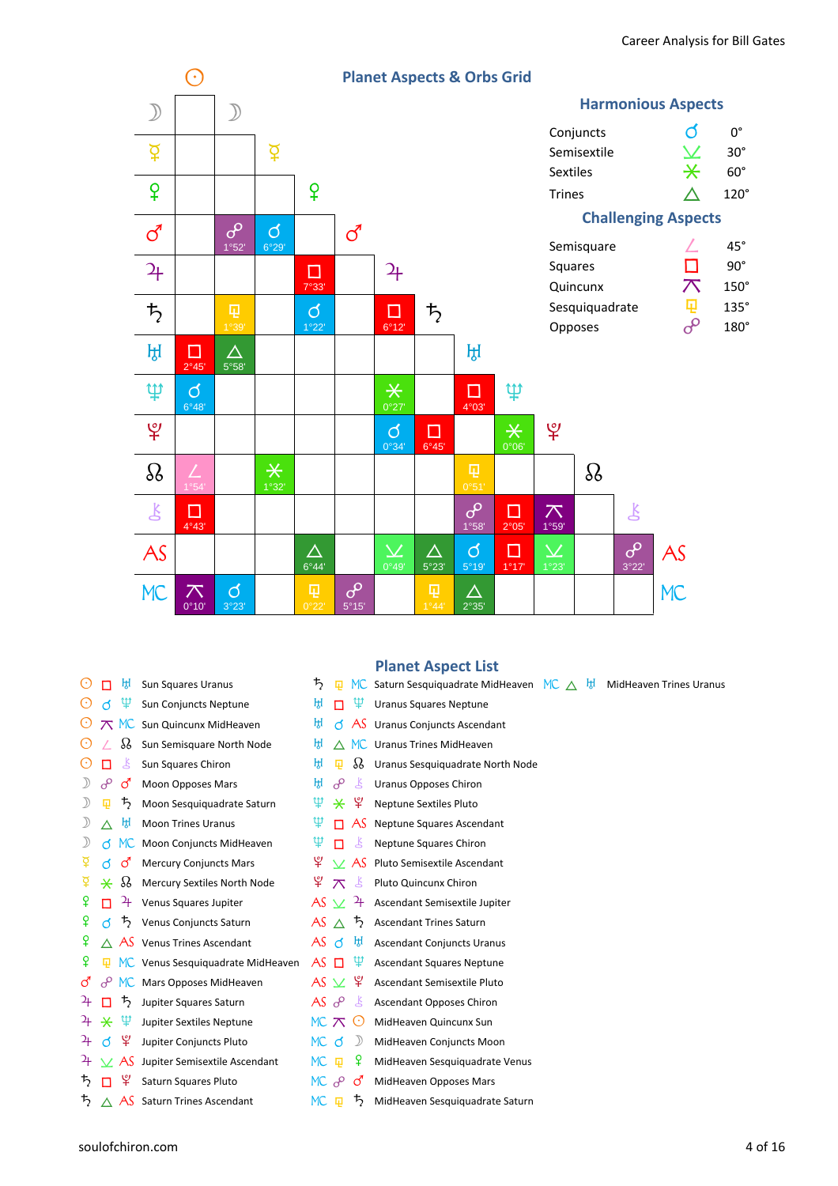## Planet Aspects & Orbs Grid

| | ☉ | ☽ | ☿ | ♀ | ♂ | ♃ | ♄ | ♅ | ♆ | ♇ | ☊ | ⚷ | AS |
|---|---|---|---|---|---|---|---|---|---|---|---|---|---|
| ☽ | | | | | | | | | | | | | |
| ☿ | | | | | | | | | | | | | |
| ♀ | | | | | | | | | | | | | |
| ♂ | | ☍ 1°52' | ☌ 6°29' | | | | | | | | | | |
| ♃ | | | | □ 7°33' | | | | | | | | | |
| ♄ | | ⚼ 1°39' | | ☌ 1°22' | | □ 6°12' | | | | | | | |
| ♅ | □ 2°45' | △ 5°58' | | | | | | | | | | | |
| ♆ | ☌ 6°48' | | | | | ⚹ 0°27' | | □ 4°03' | | | | | |
| ♇ | | | | | | ☌ 0°34' | □ 6°45' | | ⚹ 0°06' | | | | |
| ☊ | ∠ 1°54' | | ⚹ 1°32' | | | | | ⚼ 0°51' | | | | | |
| ⚷ | □ 4°43' | | | | | | | ☍ 1°58' | □ 2°05' | ⚻ 1°59' | | | |
| AS | | | | △ 6°44' | | ⚺ 0°49' | △ 5°23' | ☌ 5°19' | □ 1°17' | ⚺ 1°23' | | ☍ 3°22' | |
| MC | ⚻ 0°10' | ☌ 3°23' | | ⚼ 0°22' | ☍ 5°15' | | ⚼ 1°44' | △ 2°35' | | | | | |

### Harmonious Aspects

| | | |
|---|---|---|
| Conjuncts | ☌ | 0° |
| Semisextile | ⚺ | 30° |
| Sextiles | ⚹ | 60° |
| Trines | △ | 120° |

### Challenging Aspects

| | | |
|---|---|---|
| Semisquare | ∠ | 45° |
| Squares | □ | 90° |
| Quincunx | ⚻ | 150° |
| Sesquiquadrate | ⚼ | 135° |
| Opposes | ☍ | 180° |

## Planet Aspect List

- ☉ □ ♅ Sun Squares Uranus
- ☉ ☌ ♆ Sun Conjuncts Neptune
- ☉ ⚻ MC Sun Quincunx MidHeaven
- ☉ ∠ ☊ Sun Semisquare North Node
- ☉ □ ⚷ Sun Squares Chiron
- ☽ ☍ ♂ Moon Opposes Mars
- ☽ ⚼ ♄ Moon Sesquiquadrate Saturn
- ☽ △ ♅ Moon Trines Uranus
- ☽ ☌ MC Moon Conjuncts MidHeaven
- ☿ ☌ ♂ Mercury Conjuncts Mars
- ☿ ⚹ ☊ Mercury Sextiles North Node
- ♀ □ ♃ Venus Squares Jupiter
- ♀ ☌ ♄ Venus Conjuncts Saturn
- ♀ △ AS Venus Trines Ascendant
- ♀ ⚼ MC Venus Sesquiquadrate MidHeaven
- ♂ ☍ MC Mars Opposes MidHeaven
- ♃ □ ♄ Jupiter Squares Saturn
- ♃ ⚹ ♆ Jupiter Sextiles Neptune
- ♃ ☌ ♇ Jupiter Conjuncts Pluto
- ♃ ⚺ AS Jupiter Semisextile Ascendant
- ♄ □ ♇ Saturn Squares Pluto
- ♄ △ AS Saturn Trines Ascendant
- ♄ ⚼ MC Saturn Sesquiquadrate MidHeaven
- ♅ □ ♆ Uranus Squares Neptune
- ♅ ☌ AS Uranus Conjuncts Ascendant
- ♅ △ MC Uranus Trines MidHeaven
- ♅ ⚼ ☊ Uranus Sesquiquadrate North Node
- ♅ ☍ ⚷ Uranus Opposes Chiron
- ♆ ⚹ ♇ Neptune Sextiles Pluto
- ♆ □ AS Neptune Squares Ascendant
- ♆ □ ⚷ Neptune Squares Chiron
- ♇ ⚺ AS Pluto Semisextile Ascendant
- ♇ ⚻ ⚷ Pluto Quincunx Chiron
- AS ⚺ ♃ Ascendant Semisextile Jupiter
- AS △ ♄ Ascendant Trines Saturn
- AS ☌ ♅ Ascendant Conjuncts Uranus
- AS □ ♆ Ascendant Squares Neptune
- AS ⚺ ♇ Ascendant Semisextile Pluto
- AS ☍ ⚷ Ascendant Opposes Chiron
- MC ⚻ ☉ MidHeaven Quincunx Sun
- MC ☌ ☽ MidHeaven Conjuncts Moon
- MC ⚼ ♀ MidHeaven Sesquiquadrate Venus
- MC ☍ ♂ MidHeaven Opposes Mars
- MC ⚼ ♄ MidHeaven Sesquiquadrate Saturn
- MC △ ♅ MidHeaven Trines Uranus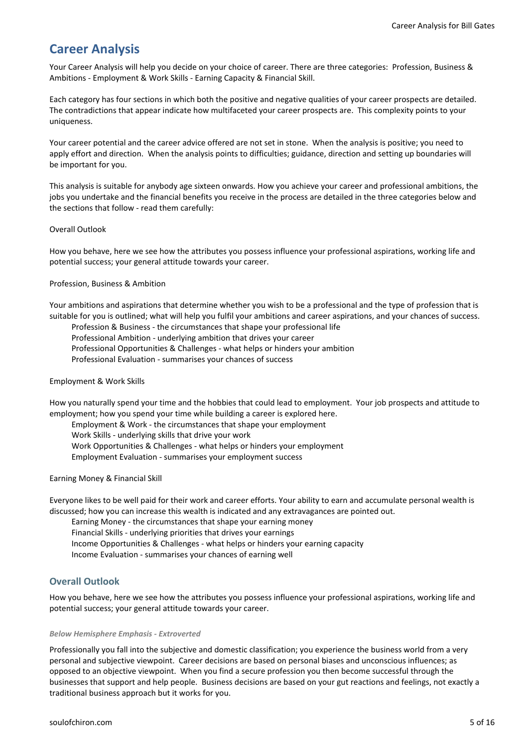## Career Analysis

Your Career Analysis will help you decide on your choice of career. There are three categories: Profession, Business & Ambitions - Employment & Work Skills - Earning Capacity & Financial Skill.

Each category has four sections in which both the positive and negative qualities of your career prospects are detailed. The contradictions that appear indicate how multifaceted your career prospects are. This complexity points to your uniqueness.

Your career potential and the career advice offered are not set in stone. When the analysis is positive; you need to apply effort and direction. When the analysis points to difficulties; guidance, direction and setting up boundaries will be important for you.

This analysis is suitable for anybody age sixteen onwards. How you achieve your career and professional ambitions, the jobs you undertake and the financial benefits you receive in the process are detailed in the three categories below and the sections that follow - read them carefully:

Overall Outlook

How you behave, here we see how the attributes you possess influence your professional aspirations, working life and potential success; your general attitude towards your career.

Profession, Business & Ambition

Your ambitions and aspirations that determine whether you wish to be a professional and the type of profession that is suitable for you is outlined; what will help you fulfil your ambitions and career aspirations, and your chances of success.

- Profession & Business - the circumstances that shape your professional life
- Professional Ambition - underlying ambition that drives your career
- Professional Opportunities & Challenges - what helps or hinders your ambition
- Professional Evaluation - summarises your chances of success

Employment & Work Skills

How you naturally spend your time and the hobbies that could lead to employment. Your job prospects and attitude to employment; how you spend your time while building a career is explored here.

- Employment & Work - the circumstances that shape your employment
- Work Skills - underlying skills that drive your work
- Work Opportunities & Challenges - what helps or hinders your employment
- Employment Evaluation - summarises your employment success

Earning Money & Financial Skill

Everyone likes to be well paid for their work and career efforts. Your ability to earn and accumulate personal wealth is discussed; how you can increase this wealth is indicated and any extravagances are pointed out.

- Earning Money - the circumstances that shape your earning money
- Financial Skills - underlying priorities that drives your earnings
- Income Opportunities & Challenges - what helps or hinders your earning capacity
- Income Evaluation - summarises your chances of earning well

### Overall Outlook

How you behave, here we see how the attributes you possess influence your professional aspirations, working life and potential success; your general attitude towards your career.

***Below Hemisphere Emphasis - Extroverted***

Professionally you fall into the subjective and domestic classification; you experience the business world from a very personal and subjective viewpoint. Career decisions are based on personal biases and unconscious influences; as opposed to an objective viewpoint. When you find a secure profession you then become successful through the businesses that support and help people. Business decisions are based on your gut reactions and feelings, not exactly a traditional business approach but it works for you.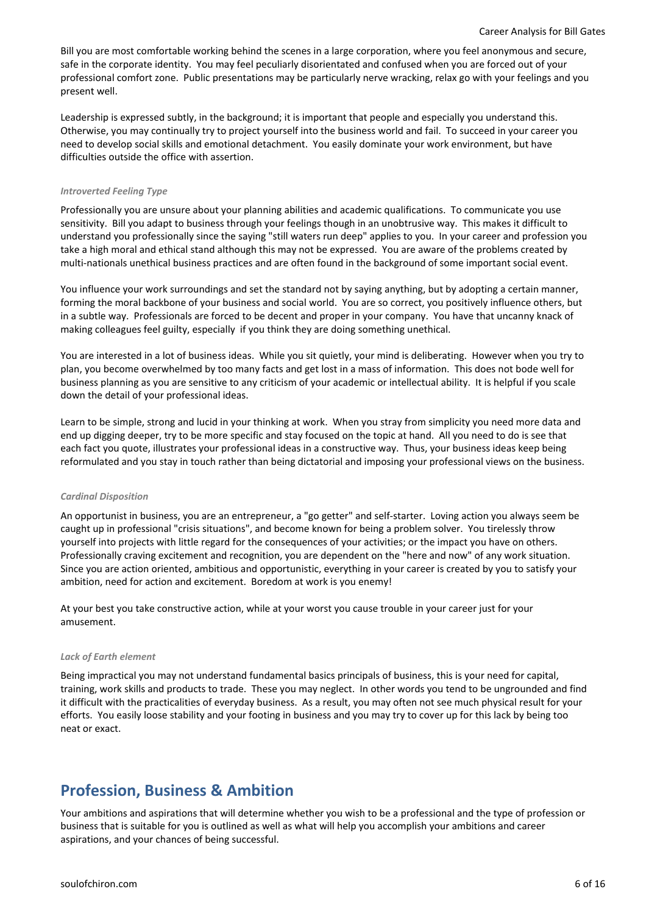Bill you are most comfortable working behind the scenes in a large corporation, where you feel anonymous and secure, safe in the corporate identity. You may feel peculiarly disorientated and confused when you are forced out of your professional comfort zone. Public presentations may be particularly nerve wracking, relax go with your feelings and you present well.

Leadership is expressed subtly, in the background; it is important that people and especially you understand this. Otherwise, you may continually try to project yourself into the business world and fail. To succeed in your career you need to develop social skills and emotional detachment. You easily dominate your work environment, but have difficulties outside the office with assertion.

*Introverted Feeling Type*

Professionally you are unsure about your planning abilities and academic qualifications. To communicate you use sensitivity. Bill you adapt to business through your feelings though in an unobtrusive way. This makes it difficult to understand you professionally since the saying "still waters run deep" applies to you. In your career and profession you take a high moral and ethical stand although this may not be expressed. You are aware of the problems created by multi-nationals unethical business practices and are often found in the background of some important social event.

You influence your work surroundings and set the standard not by saying anything, but by adopting a certain manner, forming the moral backbone of your business and social world. You are so correct, you positively influence others, but in a subtle way. Professionals are forced to be decent and proper in your company. You have that uncanny knack of making colleagues feel guilty, especially if you think they are doing something unethical.

You are interested in a lot of business ideas. While you sit quietly, your mind is deliberating. However when you try to plan, you become overwhelmed by too many facts and get lost in a mass of information. This does not bode well for business planning as you are sensitive to any criticism of your academic or intellectual ability. It is helpful if you scale down the detail of your professional ideas.

Learn to be simple, strong and lucid in your thinking at work. When you stray from simplicity you need more data and end up digging deeper, try to be more specific and stay focused on the topic at hand. All you need to do is see that each fact you quote, illustrates your professional ideas in a constructive way. Thus, your business ideas keep being reformulated and you stay in touch rather than being dictatorial and imposing your professional views on the business.

*Cardinal Disposition*

An opportunist in business, you are an entrepreneur, a "go getter" and self-starter. Loving action you always seem be caught up in professional "crisis situations", and become known for being a problem solver. You tirelessly throw yourself into projects with little regard for the consequences of your activities; or the impact you have on others. Professionally craving excitement and recognition, you are dependent on the "here and now" of any work situation. Since you are action oriented, ambitious and opportunistic, everything in your career is created by you to satisfy your ambition, need for action and excitement. Boredom at work is you enemy!

At your best you take constructive action, while at your worst you cause trouble in your career just for your amusement.

*Lack of Earth element*

Being impractical you may not understand fundamental basics principals of business, this is your need for capital, training, work skills and products to trade. These you may neglect. In other words you tend to be ungrounded and find it difficult with the practicalities of everyday business. As a result, you may often not see much physical result for your efforts. You easily loose stability and your footing in business and you may try to cover up for this lack by being too neat or exact.

## Profession, Business & Ambition

Your ambitions and aspirations that will determine whether you wish to be a professional and the type of profession or business that is suitable for you is outlined as well as what will help you accomplish your ambitions and career aspirations, and your chances of being successful.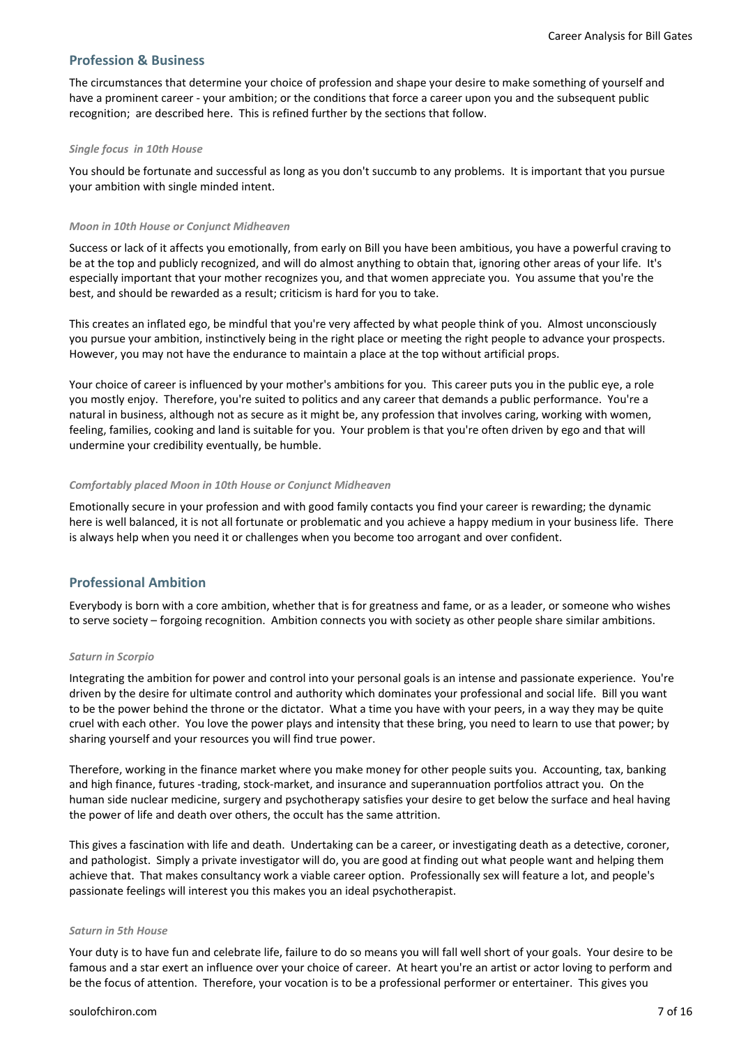## Profession & Business

The circumstances that determine your choice of profession and shape your desire to make something of yourself and have a prominent career - your ambition; or the conditions that force a career upon you and the subsequent public recognition; are described here. This is refined further by the sections that follow.

#### *Single focus in 10th House*

You should be fortunate and successful as long as you don't succumb to any problems. It is important that you pursue your ambition with single minded intent.

#### *Moon in 10th House or Conjunct Midheaven*

Success or lack of it affects you emotionally, from early on Bill you have been ambitious, you have a powerful craving to be at the top and publicly recognized, and will do almost anything to obtain that, ignoring other areas of your life. It's especially important that your mother recognizes you, and that women appreciate you. You assume that you're the best, and should be rewarded as a result; criticism is hard for you to take.

This creates an inflated ego, be mindful that you're very affected by what people think of you. Almost unconsciously you pursue your ambition, instinctively being in the right place or meeting the right people to advance your prospects. However, you may not have the endurance to maintain a place at the top without artificial props.

Your choice of career is influenced by your mother's ambitions for you. This career puts you in the public eye, a role you mostly enjoy. Therefore, you're suited to politics and any career that demands a public performance. You're a natural in business, although not as secure as it might be, any profession that involves caring, working with women, feeling, families, cooking and land is suitable for you. Your problem is that you're often driven by ego and that will undermine your credibility eventually, be humble.

#### *Comfortably placed Moon in 10th House or Conjunct Midheaven*

Emotionally secure in your profession and with good family contacts you find your career is rewarding; the dynamic here is well balanced, it is not all fortunate or problematic and you achieve a happy medium in your business life. There is always help when you need it or challenges when you become too arrogant and over confident.

## Professional Ambition

Everybody is born with a core ambition, whether that is for greatness and fame, or as a leader, or someone who wishes to serve society – forgoing recognition. Ambition connects you with society as other people share similar ambitions.

#### *Saturn in Scorpio*

Integrating the ambition for power and control into your personal goals is an intense and passionate experience. You're driven by the desire for ultimate control and authority which dominates your professional and social life. Bill you want to be the power behind the throne or the dictator. What a time you have with your peers, in a way they may be quite cruel with each other. You love the power plays and intensity that these bring, you need to learn to use that power; by sharing yourself and your resources you will find true power.

Therefore, working in the finance market where you make money for other people suits you. Accounting, tax, banking and high finance, futures -trading, stock-market, and insurance and superannuation portfolios attract you. On the human side nuclear medicine, surgery and psychotherapy satisfies your desire to get below the surface and heal having the power of life and death over others, the occult has the same attrition.

This gives a fascination with life and death. Undertaking can be a career, or investigating death as a detective, coroner, and pathologist. Simply a private investigator will do, you are good at finding out what people want and helping them achieve that. That makes consultancy work a viable career option. Professionally sex will feature a lot, and people's passionate feelings will interest you this makes you an ideal psychotherapist.

#### *Saturn in 5th House*

Your duty is to have fun and celebrate life, failure to do so means you will fall well short of your goals. Your desire to be famous and a star exert an influence over your choice of career. At heart you're an artist or actor loving to perform and be the focus of attention. Therefore, your vocation is to be a professional performer or entertainer. This gives you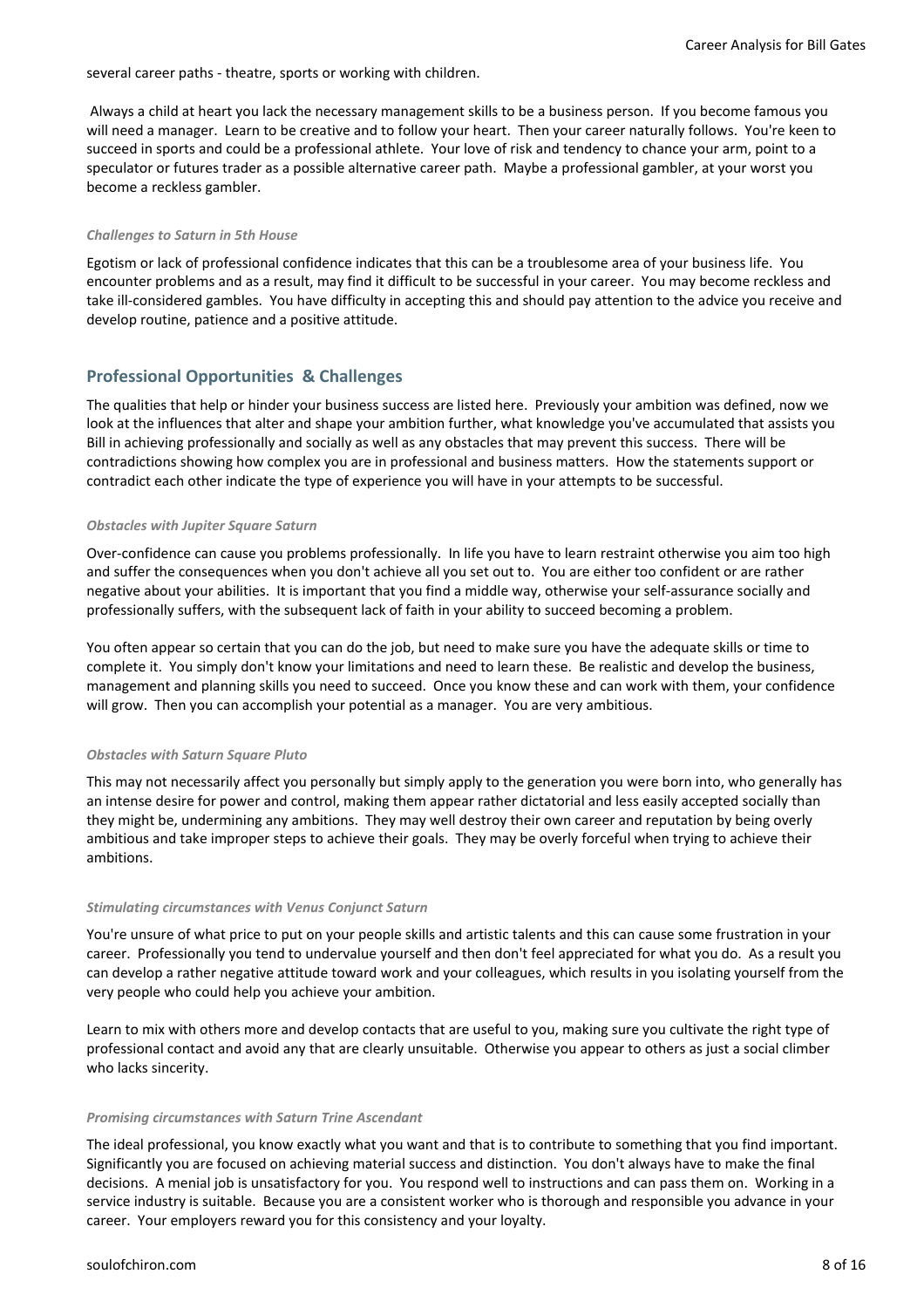several career paths - theatre, sports or working with children.

Always a child at heart you lack the necessary management skills to be a business person. If you become famous you will need a manager. Learn to be creative and to follow your heart. Then your career naturally follows. You're keen to succeed in sports and could be a professional athlete. Your love of risk and tendency to chance your arm, point to a speculator or futures trader as a possible alternative career path. Maybe a professional gambler, at your worst you become a reckless gambler.

#### *Challenges to Saturn in 5th House*

Egotism or lack of professional confidence indicates that this can be a troublesome area of your business life. You encounter problems and as a result, may find it difficult to be successful in your career. You may become reckless and take ill-considered gambles. You have difficulty in accepting this and should pay attention to the advice you receive and develop routine, patience and a positive attitude.

## Professional Opportunities & Challenges

The qualities that help or hinder your business success are listed here. Previously your ambition was defined, now we look at the influences that alter and shape your ambition further, what knowledge you've accumulated that assists you Bill in achieving professionally and socially as well as any obstacles that may prevent this success. There will be contradictions showing how complex you are in professional and business matters. How the statements support or contradict each other indicate the type of experience you will have in your attempts to be successful.

#### *Obstacles with Jupiter Square Saturn*

Over-confidence can cause you problems professionally. In life you have to learn restraint otherwise you aim too high and suffer the consequences when you don't achieve all you set out to. You are either too confident or are rather negative about your abilities. It is important that you find a middle way, otherwise your self-assurance socially and professionally suffers, with the subsequent lack of faith in your ability to succeed becoming a problem.

You often appear so certain that you can do the job, but need to make sure you have the adequate skills or time to complete it. You simply don't know your limitations and need to learn these. Be realistic and develop the business, management and planning skills you need to succeed. Once you know these and can work with them, your confidence will grow. Then you can accomplish your potential as a manager. You are very ambitious.

#### *Obstacles with Saturn Square Pluto*

This may not necessarily affect you personally but simply apply to the generation you were born into, who generally has an intense desire for power and control, making them appear rather dictatorial and less easily accepted socially than they might be, undermining any ambitions. They may well destroy their own career and reputation by being overly ambitious and take improper steps to achieve their goals. They may be overly forceful when trying to achieve their ambitions.

#### *Stimulating circumstances with Venus Conjunct Saturn*

You're unsure of what price to put on your people skills and artistic talents and this can cause some frustration in your career. Professionally you tend to undervalue yourself and then don't feel appreciated for what you do. As a result you can develop a rather negative attitude toward work and your colleagues, which results in you isolating yourself from the very people who could help you achieve your ambition.

Learn to mix with others more and develop contacts that are useful to you, making sure you cultivate the right type of professional contact and avoid any that are clearly unsuitable. Otherwise you appear to others as just a social climber who lacks sincerity.

#### *Promising circumstances with Saturn Trine Ascendant*

The ideal professional, you know exactly what you want and that is to contribute to something that you find important. Significantly you are focused on achieving material success and distinction. You don't always have to make the final decisions. A menial job is unsatisfactory for you. You respond well to instructions and can pass them on. Working in a service industry is suitable. Because you are a consistent worker who is thorough and responsible you advance in your career. Your employers reward you for this consistency and your loyalty.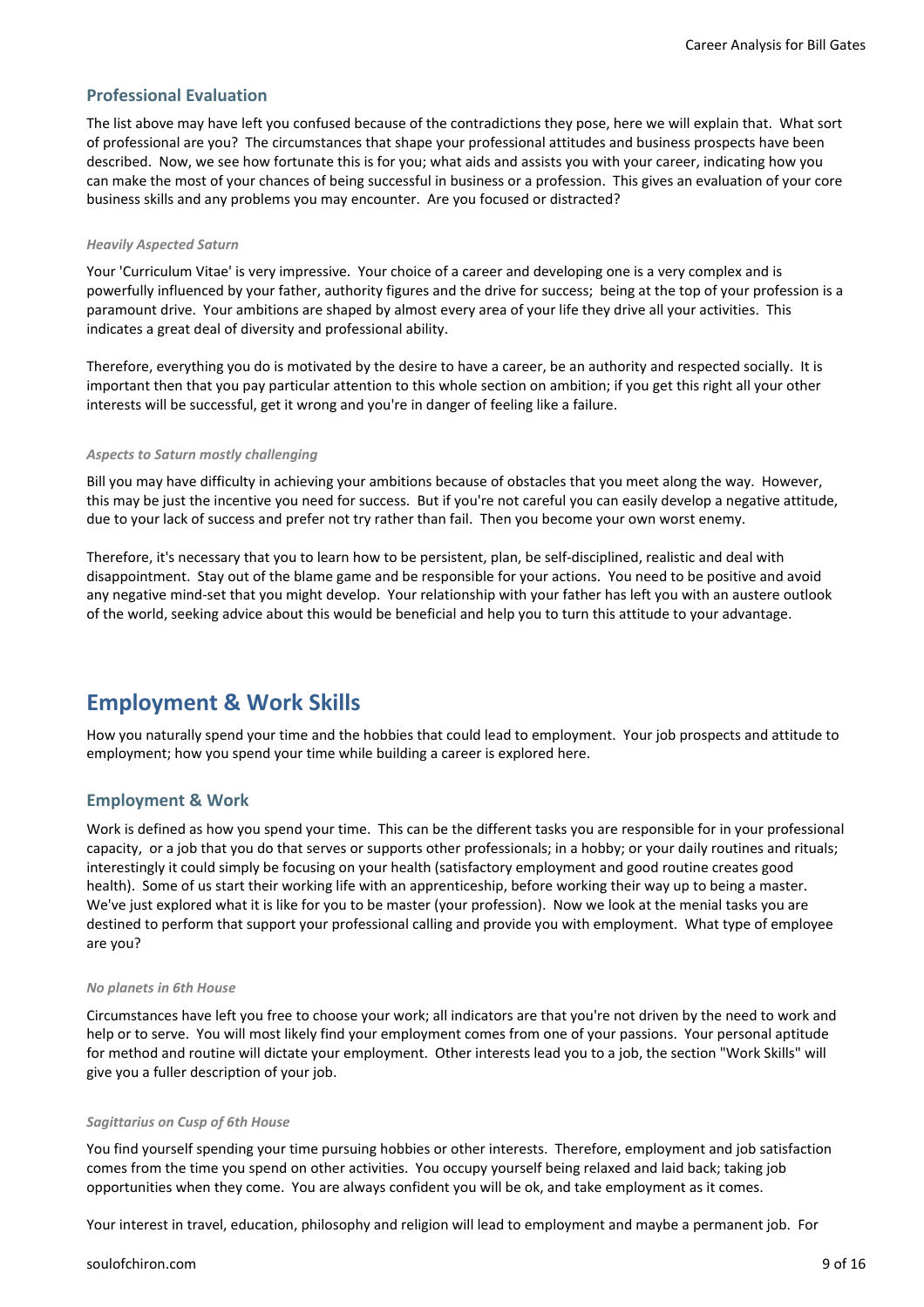### Professional Evaluation

The list above may have left you confused because of the contradictions they pose, here we will explain that. What sort of professional are you? The circumstances that shape your professional attitudes and business prospects have been described. Now, we see how fortunate this is for you; what aids and assists you with your career, indicating how you can make the most of your chances of being successful in business or a profession. This gives an evaluation of your core business skills and any problems you may encounter. Are you focused or distracted?

*Heavily Aspected Saturn*

Your 'Curriculum Vitae' is very impressive. Your choice of a career and developing one is a very complex and is powerfully influenced by your father, authority figures and the drive for success; being at the top of your profession is a paramount drive. Your ambitions are shaped by almost every area of your life they drive all your activities. This indicates a great deal of diversity and professional ability.

Therefore, everything you do is motivated by the desire to have a career, be an authority and respected socially. It is important then that you pay particular attention to this whole section on ambition; if you get this right all your other interests will be successful, get it wrong and you're in danger of feeling like a failure.

*Aspects to Saturn mostly challenging*

Bill you may have difficulty in achieving your ambitions because of obstacles that you meet along the way. However, this may be just the incentive you need for success. But if you're not careful you can easily develop a negative attitude, due to your lack of success and prefer not try rather than fail. Then you become your own worst enemy.

Therefore, it's necessary that you to learn how to be persistent, plan, be self-disciplined, realistic and deal with disappointment. Stay out of the blame game and be responsible for your actions. You need to be positive and avoid any negative mind-set that you might develop. Your relationship with your father has left you with an austere outlook of the world, seeking advice about this would be beneficial and help you to turn this attitude to your advantage.

## Employment & Work Skills

How you naturally spend your time and the hobbies that could lead to employment. Your job prospects and attitude to employment; how you spend your time while building a career is explored here.

### Employment & Work

Work is defined as how you spend your time. This can be the different tasks you are responsible for in your professional capacity, or a job that you do that serves or supports other professionals; in a hobby; or your daily routines and rituals; interestingly it could simply be focusing on your health (satisfactory employment and good routine creates good health). Some of us start their working life with an apprenticeship, before working their way up to being a master. We've just explored what it is like for you to be master (your profession). Now we look at the menial tasks you are destined to perform that support your professional calling and provide you with employment. What type of employee are you?

*No planets in 6th House*

Circumstances have left you free to choose your work; all indicators are that you're not driven by the need to work and help or to serve. You will most likely find your employment comes from one of your passions. Your personal aptitude for method and routine will dictate your employment. Other interests lead you to a job, the section "Work Skills" will give you a fuller description of your job.

*Sagittarius on Cusp of 6th House*

You find yourself spending your time pursuing hobbies or other interests. Therefore, employment and job satisfaction comes from the time you spend on other activities. You occupy yourself being relaxed and laid back; taking job opportunities when they come. You are always confident you will be ok, and take employment as it comes.

Your interest in travel, education, philosophy and religion will lead to employment and maybe a permanent job. For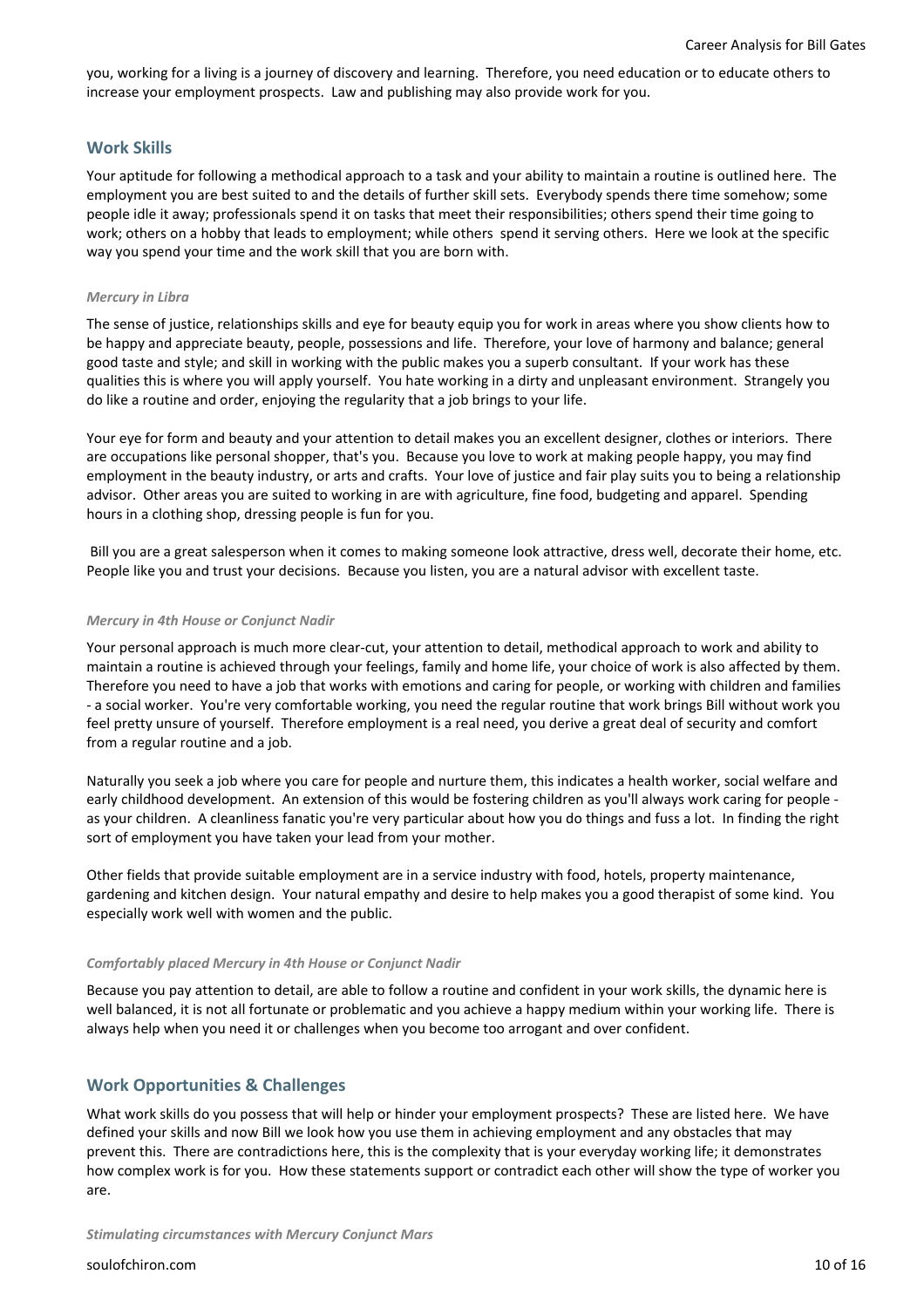you, working for a living is a journey of discovery and learning. Therefore, you need education or to educate others to increase your employment prospects. Law and publishing may also provide work for you.

## Work Skills

Your aptitude for following a methodical approach to a task and your ability to maintain a routine is outlined here. The employment you are best suited to and the details of further skill sets. Everybody spends there time somehow; some people idle it away; professionals spend it on tasks that meet their responsibilities; others spend their time going to work; others on a hobby that leads to employment; while others spend it serving others. Here we look at the specific way you spend your time and the work skill that you are born with.

#### *Mercury in Libra*

The sense of justice, relationships skills and eye for beauty equip you for work in areas where you show clients how to be happy and appreciate beauty, people, possessions and life. Therefore, your love of harmony and balance; general good taste and style; and skill in working with the public makes you a superb consultant. If your work has these qualities this is where you will apply yourself. You hate working in a dirty and unpleasant environment. Strangely you do like a routine and order, enjoying the regularity that a job brings to your life.

Your eye for form and beauty and your attention to detail makes you an excellent designer, clothes or interiors. There are occupations like personal shopper, that's you. Because you love to work at making people happy, you may find employment in the beauty industry, or arts and crafts. Your love of justice and fair play suits you to being a relationship advisor. Other areas you are suited to working in are with agriculture, fine food, budgeting and apparel. Spending hours in a clothing shop, dressing people is fun for you.

Bill you are a great salesperson when it comes to making someone look attractive, dress well, decorate their home, etc. People like you and trust your decisions. Because you listen, you are a natural advisor with excellent taste.

#### *Mercury in 4th House or Conjunct Nadir*

Your personal approach is much more clear-cut, your attention to detail, methodical approach to work and ability to maintain a routine is achieved through your feelings, family and home life, your choice of work is also affected by them. Therefore you need to have a job that works with emotions and caring for people, or working with children and families - a social worker. You're very comfortable working, you need the regular routine that work brings Bill without work you feel pretty unsure of yourself. Therefore employment is a real need, you derive a great deal of security and comfort from a regular routine and a job.

Naturally you seek a job where you care for people and nurture them, this indicates a health worker, social welfare and early childhood development. An extension of this would be fostering children as you'll always work caring for people - as your children. A cleanliness fanatic you're very particular about how you do things and fuss a lot. In finding the right sort of employment you have taken your lead from your mother.

Other fields that provide suitable employment are in a service industry with food, hotels, property maintenance, gardening and kitchen design. Your natural empathy and desire to help makes you a good therapist of some kind. You especially work well with women and the public.

#### *Comfortably placed Mercury in 4th House or Conjunct Nadir*

Because you pay attention to detail, are able to follow a routine and confident in your work skills, the dynamic here is well balanced, it is not all fortunate or problematic and you achieve a happy medium within your working life. There is always help when you need it or challenges when you become too arrogant and over confident.

## Work Opportunities & Challenges

What work skills do you possess that will help or hinder your employment prospects? These are listed here. We have defined your skills and now Bill we look how you use them in achieving employment and any obstacles that may prevent this. There are contradictions here, this is the complexity that is your everyday working life; it demonstrates how complex work is for you. How these statements support or contradict each other will show the type of worker you are.

#### *Stimulating circumstances with Mercury Conjunct Mars*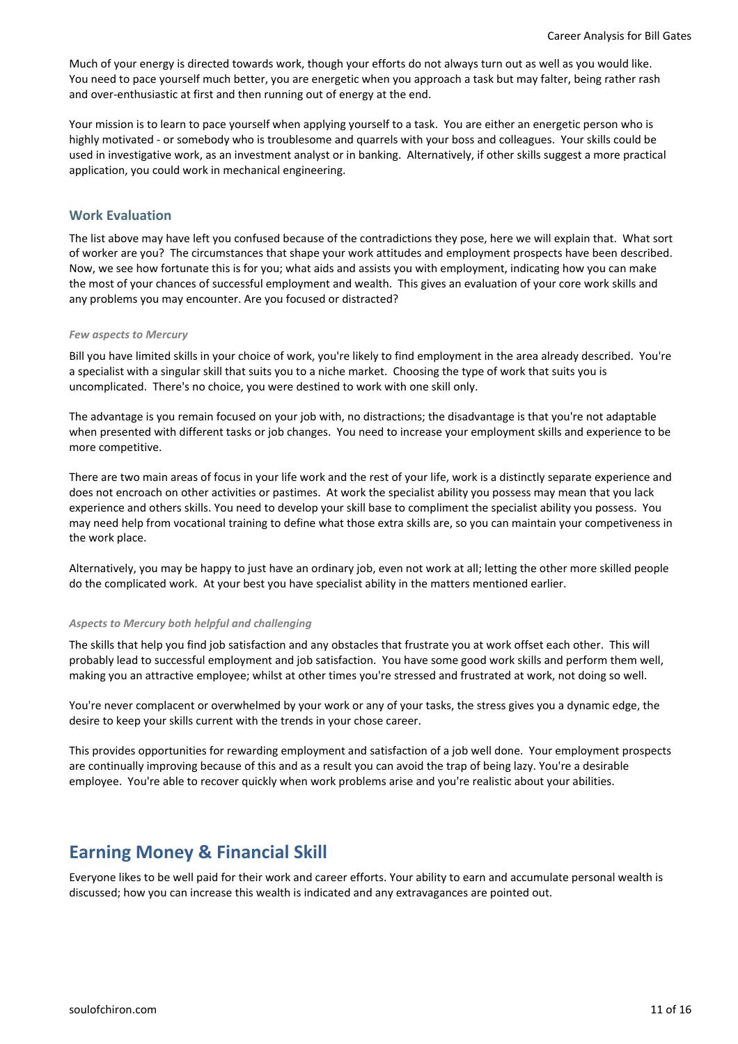Much of your energy is directed towards work, though your efforts do not always turn out as well as you would like. You need to pace yourself much better, you are energetic when you approach a task but may falter, being rather rash and over-enthusiastic at first and then running out of energy at the end.

Your mission is to learn to pace yourself when applying yourself to a task. You are either an energetic person who is highly motivated - or somebody who is troublesome and quarrels with your boss and colleagues. Your skills could be used in investigative work, as an investment analyst or in banking. Alternatively, if other skills suggest a more practical application, you could work in mechanical engineering.

### Work Evaluation

The list above may have left you confused because of the contradictions they pose, here we will explain that. What sort of worker are you? The circumstances that shape your work attitudes and employment prospects have been described. Now, we see how fortunate this is for you; what aids and assists you with employment, indicating how you can make the most of your chances of successful employment and wealth. This gives an evaluation of your core work skills and any problems you may encounter. Are you focused or distracted?

***Few aspects to Mercury***

Bill you have limited skills in your choice of work, you're likely to find employment in the area already described. You're a specialist with a singular skill that suits you to a niche market. Choosing the type of work that suits you is uncomplicated. There's no choice, you were destined to work with one skill only.

The advantage is you remain focused on your job with, no distractions; the disadvantage is that you're not adaptable when presented with different tasks or job changes. You need to increase your employment skills and experience to be more competitive.

There are two main areas of focus in your life work and the rest of your life, work is a distinctly separate experience and does not encroach on other activities or pastimes. At work the specialist ability you possess may mean that you lack experience and others skills. You need to develop your skill base to compliment the specialist ability you possess. You may need help from vocational training to define what those extra skills are, so you can maintain your competiveness in the work place.

Alternatively, you may be happy to just have an ordinary job, even not work at all; letting the other more skilled people do the complicated work. At your best you have specialist ability in the matters mentioned earlier.

***Aspects to Mercury both helpful and challenging***

The skills that help you find job satisfaction and any obstacles that frustrate you at work offset each other. This will probably lead to successful employment and job satisfaction. You have some good work skills and perform them well, making you an attractive employee; whilst at other times you're stressed and frustrated at work, not doing so well.

You're never complacent or overwhelmed by your work or any of your tasks, the stress gives you a dynamic edge, the desire to keep your skills current with the trends in your chose career.

This provides opportunities for rewarding employment and satisfaction of a job well done. Your employment prospects are continually improving because of this and as a result you can avoid the trap of being lazy. You're a desirable employee. You're able to recover quickly when work problems arise and you're realistic about your abilities.

## Earning Money & Financial Skill

Everyone likes to be well paid for their work and career efforts. Your ability to earn and accumulate personal wealth is discussed; how you can increase this wealth is indicated and any extravagances are pointed out.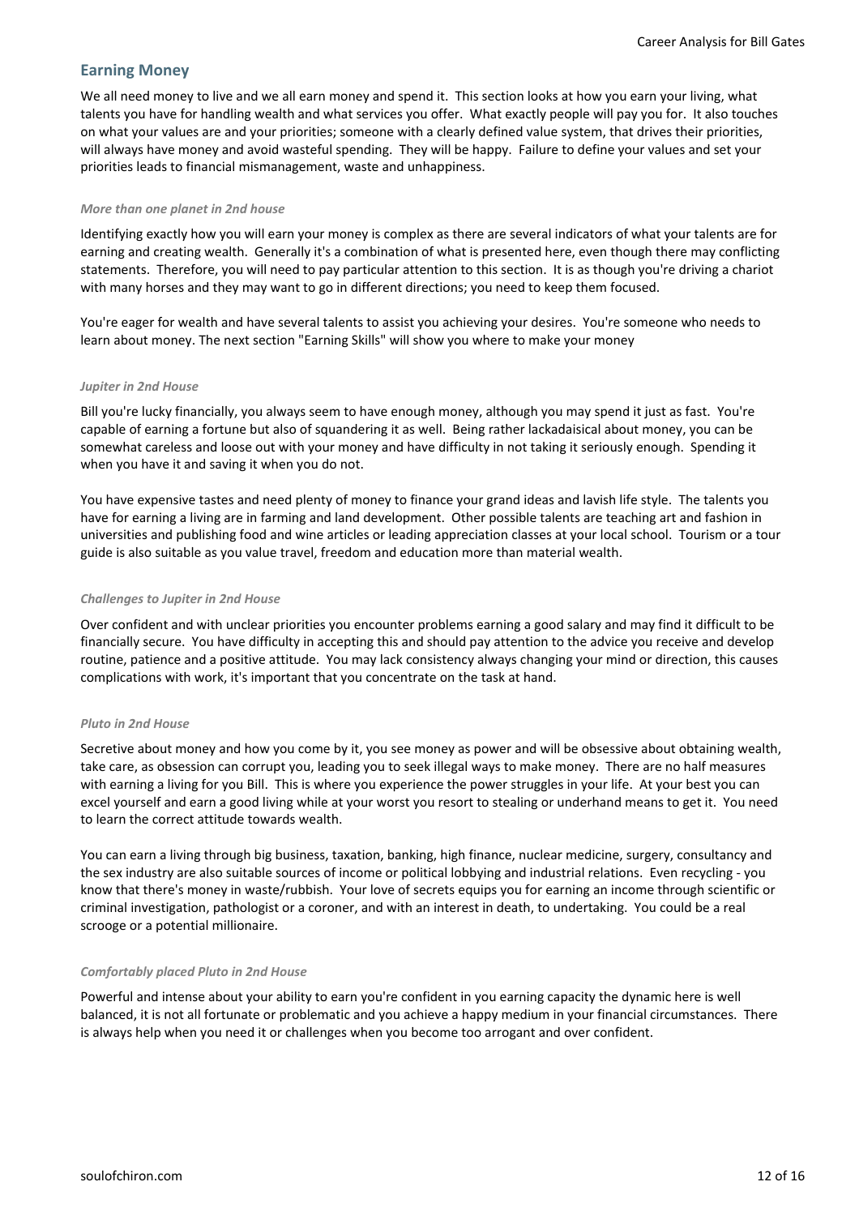## Earning Money

We all need money to live and we all earn money and spend it. This section looks at how you earn your living, what talents you have for handling wealth and what services you offer. What exactly people will pay you for. It also touches on what your values are and your priorities; someone with a clearly defined value system, that drives their priorities, will always have money and avoid wasteful spending. They will be happy. Failure to define your values and set your priorities leads to financial mismanagement, waste and unhappiness.

*More than one planet in 2nd house*

Identifying exactly how you will earn your money is complex as there are several indicators of what your talents are for earning and creating wealth. Generally it's a combination of what is presented here, even though there may conflicting statements. Therefore, you will need to pay particular attention to this section. It is as though you're driving a chariot with many horses and they may want to go in different directions; you need to keep them focused.

You're eager for wealth and have several talents to assist you achieving your desires. You're someone who needs to learn about money. The next section "Earning Skills" will show you where to make your money

*Jupiter in 2nd House*

Bill you're lucky financially, you always seem to have enough money, although you may spend it just as fast. You're capable of earning a fortune but also of squandering it as well. Being rather lackadaisical about money, you can be somewhat careless and loose out with your money and have difficulty in not taking it seriously enough. Spending it when you have it and saving it when you do not.

You have expensive tastes and need plenty of money to finance your grand ideas and lavish life style. The talents you have for earning a living are in farming and land development. Other possible talents are teaching art and fashion in universities and publishing food and wine articles or leading appreciation classes at your local school. Tourism or a tour guide is also suitable as you value travel, freedom and education more than material wealth.

*Challenges to Jupiter in 2nd House*

Over confident and with unclear priorities you encounter problems earning a good salary and may find it difficult to be financially secure. You have difficulty in accepting this and should pay attention to the advice you receive and develop routine, patience and a positive attitude. You may lack consistency always changing your mind or direction, this causes complications with work, it's important that you concentrate on the task at hand.

*Pluto in 2nd House*

Secretive about money and how you come by it, you see money as power and will be obsessive about obtaining wealth, take care, as obsession can corrupt you, leading you to seek illegal ways to make money. There are no half measures with earning a living for you Bill. This is where you experience the power struggles in your life. At your best you can excel yourself and earn a good living while at your worst you resort to stealing or underhand means to get it. You need to learn the correct attitude towards wealth.

You can earn a living through big business, taxation, banking, high finance, nuclear medicine, surgery, consultancy and the sex industry are also suitable sources of income or political lobbying and industrial relations. Even recycling - you know that there's money in waste/rubbish. Your love of secrets equips you for earning an income through scientific or criminal investigation, pathologist or a coroner, and with an interest in death, to undertaking. You could be a real scrooge or a potential millionaire.

*Comfortably placed Pluto in 2nd House*

Powerful and intense about your ability to earn you're confident in you earning capacity the dynamic here is well balanced, it is not all fortunate or problematic and you achieve a happy medium in your financial circumstances. There is always help when you need it or challenges when you become too arrogant and over confident.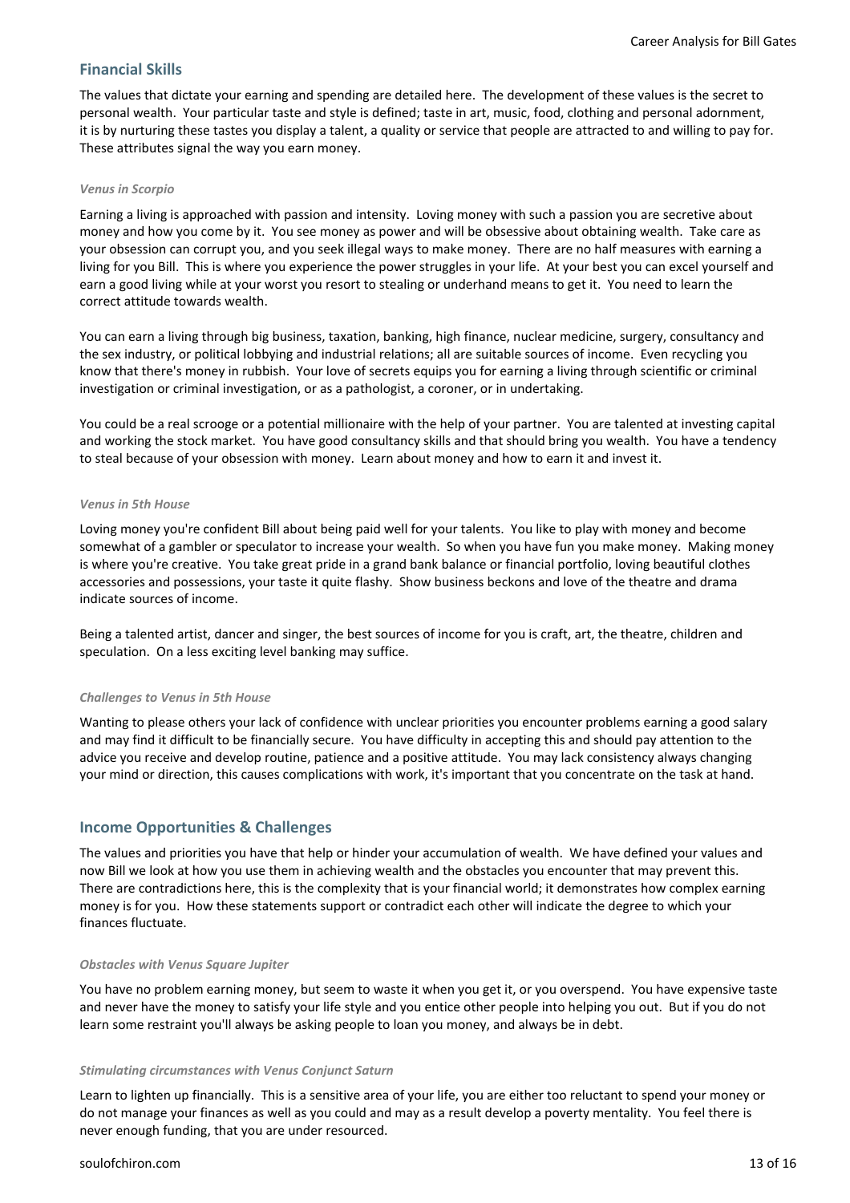## Financial Skills

The values that dictate your earning and spending are detailed here. The development of these values is the secret to personal wealth. Your particular taste and style is defined; taste in art, music, food, clothing and personal adornment, it is by nurturing these tastes you display a talent, a quality or service that people are attracted to and willing to pay for. These attributes signal the way you earn money.

#### *Venus in Scorpio*

Earning a living is approached with passion and intensity. Loving money with such a passion you are secretive about money and how you come by it. You see money as power and will be obsessive about obtaining wealth. Take care as your obsession can corrupt you, and you seek illegal ways to make money. There are no half measures with earning a living for you Bill. This is where you experience the power struggles in your life. At your best you can excel yourself and earn a good living while at your worst you resort to stealing or underhand means to get it. You need to learn the correct attitude towards wealth.

You can earn a living through big business, taxation, banking, high finance, nuclear medicine, surgery, consultancy and the sex industry, or political lobbying and industrial relations; all are suitable sources of income. Even recycling you know that there's money in rubbish. Your love of secrets equips you for earning a living through scientific or criminal investigation or criminal investigation, or as a pathologist, a coroner, or in undertaking.

You could be a real scrooge or a potential millionaire with the help of your partner. You are talented at investing capital and working the stock market. You have good consultancy skills and that should bring you wealth. You have a tendency to steal because of your obsession with money. Learn about money and how to earn it and invest it.

#### *Venus in 5th House*

Loving money you're confident Bill about being paid well for your talents. You like to play with money and become somewhat of a gambler or speculator to increase your wealth. So when you have fun you make money. Making money is where you're creative. You take great pride in a grand bank balance or financial portfolio, loving beautiful clothes accessories and possessions, your taste it quite flashy. Show business beckons and love of the theatre and drama indicate sources of income.

Being a talented artist, dancer and singer, the best sources of income for you is craft, art, the theatre, children and speculation. On a less exciting level banking may suffice.

#### *Challenges to Venus in 5th House*

Wanting to please others your lack of confidence with unclear priorities you encounter problems earning a good salary and may find it difficult to be financially secure. You have difficulty in accepting this and should pay attention to the advice you receive and develop routine, patience and a positive attitude. You may lack consistency always changing your mind or direction, this causes complications with work, it's important that you concentrate on the task at hand.

## Income Opportunities & Challenges

The values and priorities you have that help or hinder your accumulation of wealth. We have defined your values and now Bill we look at how you use them in achieving wealth and the obstacles you encounter that may prevent this. There are contradictions here, this is the complexity that is your financial world; it demonstrates how complex earning money is for you. How these statements support or contradict each other will indicate the degree to which your finances fluctuate.

#### *Obstacles with Venus Square Jupiter*

You have no problem earning money, but seem to waste it when you get it, or you overspend. You have expensive taste and never have the money to satisfy your life style and you entice other people into helping you out. But if you do not learn some restraint you'll always be asking people to loan you money, and always be in debt.

#### *Stimulating circumstances with Venus Conjunct Saturn*

Learn to lighten up financially. This is a sensitive area of your life, you are either too reluctant to spend your money or do not manage your finances as well as you could and may as a result develop a poverty mentality. You feel there is never enough funding, that you are under resourced.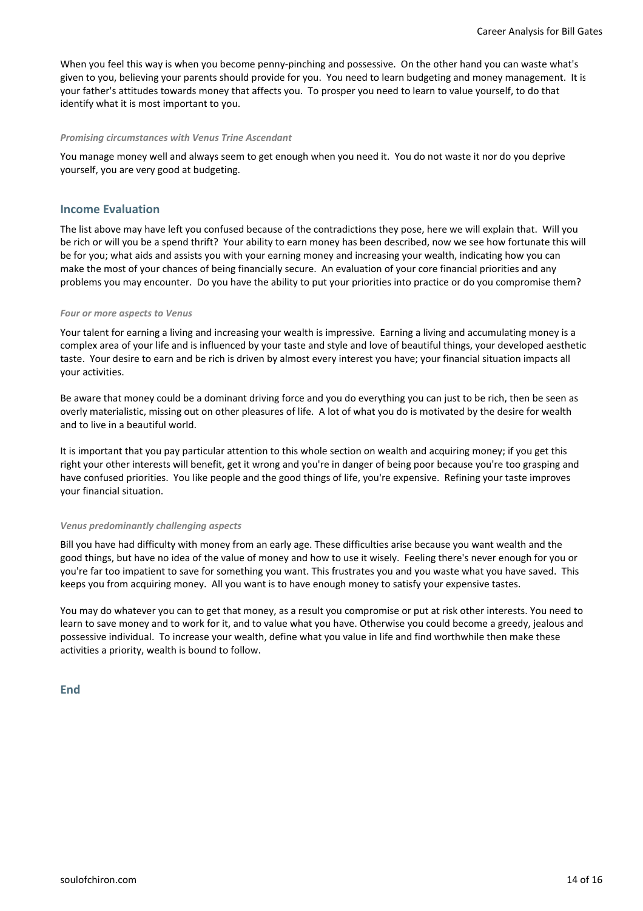When you feel this way is when you become penny-pinching and possessive. On the other hand you can waste what's given to you, believing your parents should provide for you. You need to learn budgeting and money management. It is your father's attitudes towards money that affects you. To prosper you need to learn to value yourself, to do that identify what it is most important to you.

*Promising circumstances with Venus Trine Ascendant*

You manage money well and always seem to get enough when you need it. You do not waste it nor do you deprive yourself, you are very good at budgeting.

## Income Evaluation

The list above may have left you confused because of the contradictions they pose, here we will explain that. Will you be rich or will you be a spend thrift? Your ability to earn money has been described, now we see how fortunate this will be for you; what aids and assists you with your earning money and increasing your wealth, indicating how you can make the most of your chances of being financially secure. An evaluation of your core financial priorities and any problems you may encounter. Do you have the ability to put your priorities into practice or do you compromise them?

*Four or more aspects to Venus*

Your talent for earning a living and increasing your wealth is impressive. Earning a living and accumulating money is a complex area of your life and is influenced by your taste and style and love of beautiful things, your developed aesthetic taste. Your desire to earn and be rich is driven by almost every interest you have; your financial situation impacts all your activities.

Be aware that money could be a dominant driving force and you do everything you can just to be rich, then be seen as overly materialistic, missing out on other pleasures of life. A lot of what you do is motivated by the desire for wealth and to live in a beautiful world.

It is important that you pay particular attention to this whole section on wealth and acquiring money; if you get this right your other interests will benefit, get it wrong and you're in danger of being poor because you're too grasping and have confused priorities. You like people and the good things of life, you're expensive. Refining your taste improves your financial situation.

*Venus predominantly challenging aspects*

Bill you have had difficulty with money from an early age. These difficulties arise because you want wealth and the good things, but have no idea of the value of money and how to use it wisely. Feeling there's never enough for you or you're far too impatient to save for something you want. This frustrates you and you waste what you have saved. This keeps you from acquiring money. All you want is to have enough money to satisfy your expensive tastes.

You may do whatever you can to get that money, as a result you compromise or put at risk other interests. You need to learn to save money and to work for it, and to value what you have. Otherwise you could become a greedy, jealous and possessive individual. To increase your wealth, define what you value in life and find worthwhile then make these activities a priority, wealth is bound to follow.

## End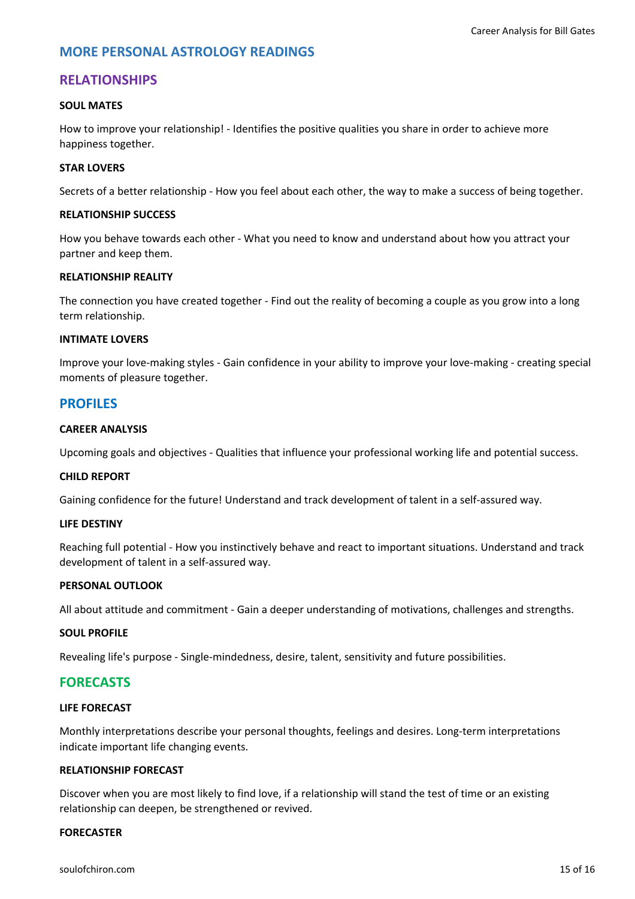## MORE PERSONAL ASTROLOGY READINGS

## RELATIONSHIPS

**SOUL MATES**

How to improve your relationship! - Identifies the positive qualities you share in order to achieve more happiness together.

**STAR LOVERS**

Secrets of a better relationship - How you feel about each other, the way to make a success of being together.

**RELATIONSHIP SUCCESS**

How you behave towards each other - What you need to know and understand about how you attract your partner and keep them.

**RELATIONSHIP REALITY**

The connection you have created together - Find out the reality of becoming a couple as you grow into a long term relationship.

**INTIMATE LOVERS**

Improve your love-making styles - Gain confidence in your ability to improve your love-making - creating special moments of pleasure together.

## PROFILES

**CAREER ANALYSIS**

Upcoming goals and objectives - Qualities that influence your professional working life and potential success.

**CHILD REPORT**

Gaining confidence for the future! Understand and track development of talent in a self-assured way.

**LIFE DESTINY**

Reaching full potential - How you instinctively behave and react to important situations. Understand and track development of talent in a self-assured way.

**PERSONAL OUTLOOK**

All about attitude and commitment - Gain a deeper understanding of motivations, challenges and strengths.

**SOUL PROFILE**

Revealing life's purpose - Single-mindedness, desire, talent, sensitivity and future possibilities.

## FORECASTS

**LIFE FORECAST**

Monthly interpretations describe your personal thoughts, feelings and desires. Long-term interpretations indicate important life changing events.

**RELATIONSHIP FORECAST**

Discover when you are most likely to find love, if a relationship will stand the test of time or an existing relationship can deepen, be strengthened or revived.

**FORECASTER**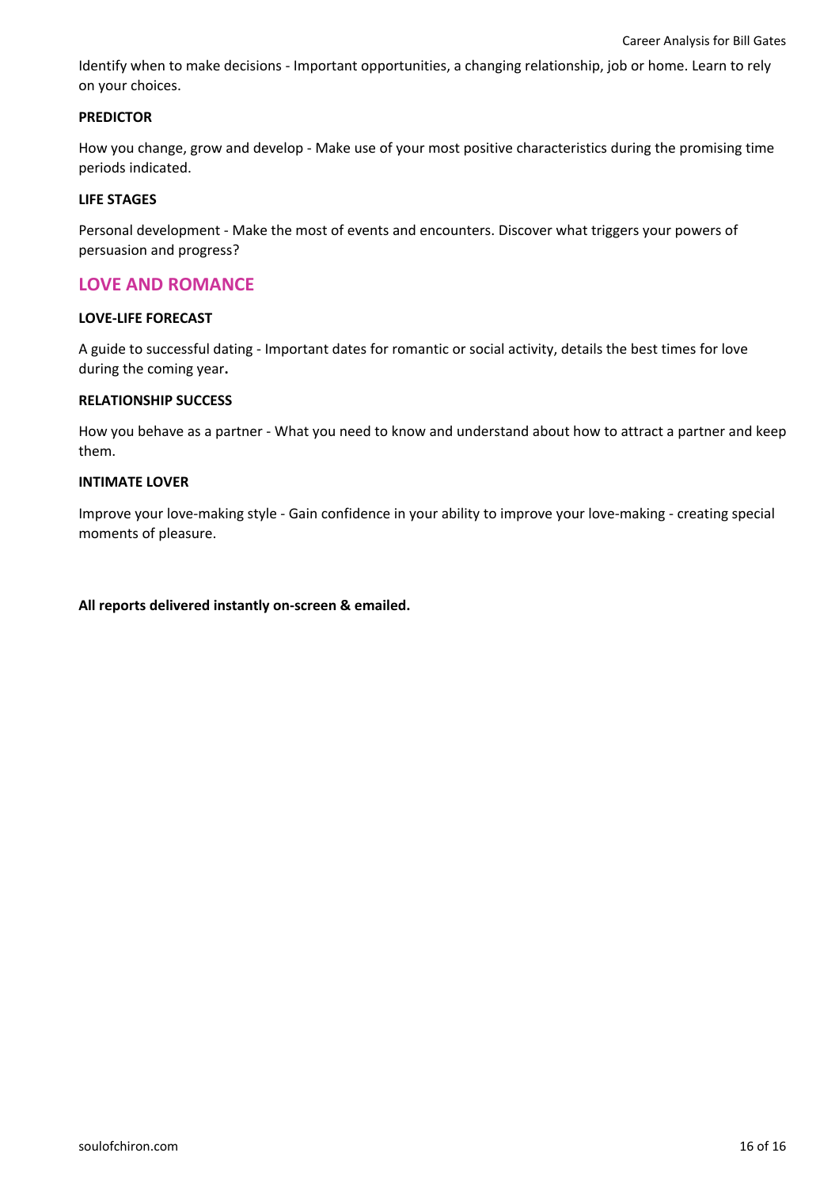Identify when to make decisions - Important opportunities, a changing relationship, job or home. Learn to rely on your choices.

**PREDICTOR**

How you change, grow and develop - Make use of your most positive characteristics during the promising time periods indicated.

**LIFE STAGES**

Personal development - Make the most of events and encounters. Discover what triggers your powers of persuasion and progress?

## LOVE AND ROMANCE

**LOVE-LIFE FORECAST**

A guide to successful dating - Important dates for romantic or social activity, details the best times for love during the coming year**.**

**RELATIONSHIP SUCCESS**

How you behave as a partner - What you need to know and understand about how to attract a partner and keep them.

**INTIMATE LOVER**

Improve your love-making style - Gain confidence in your ability to improve your love-making - creating special moments of pleasure.

**All reports delivered instantly on-screen & emailed.**